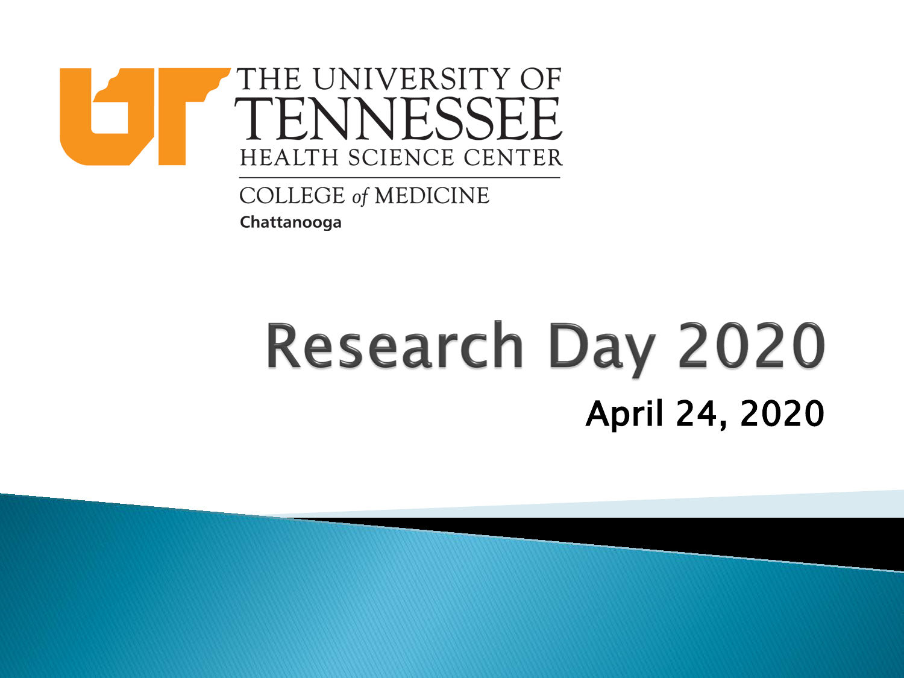THE UNIVERSITY OF TENNESSEE
HEALTH SCIENCE CENTER

COLLEGE *of* MEDICINE
**Chattanooga**

# Research Day 2020

April 24, 2020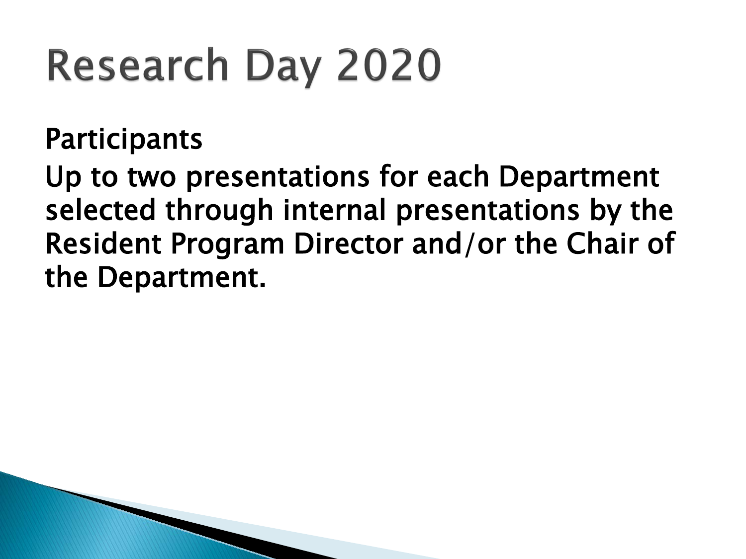# Research Day 2020

Participants

Up to two presentations for each Department selected through internal presentations by the Resident Program Director and/or the Chair of the Department.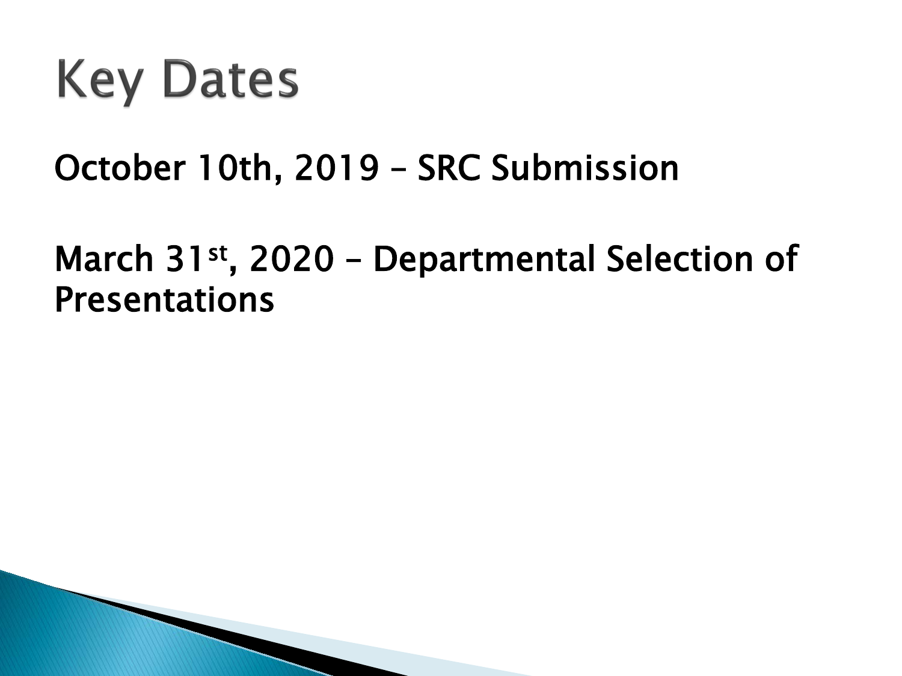# Key Dates

October 10th, 2019 – SRC Submission

March 31st, 2020 – Departmental Selection of Presentations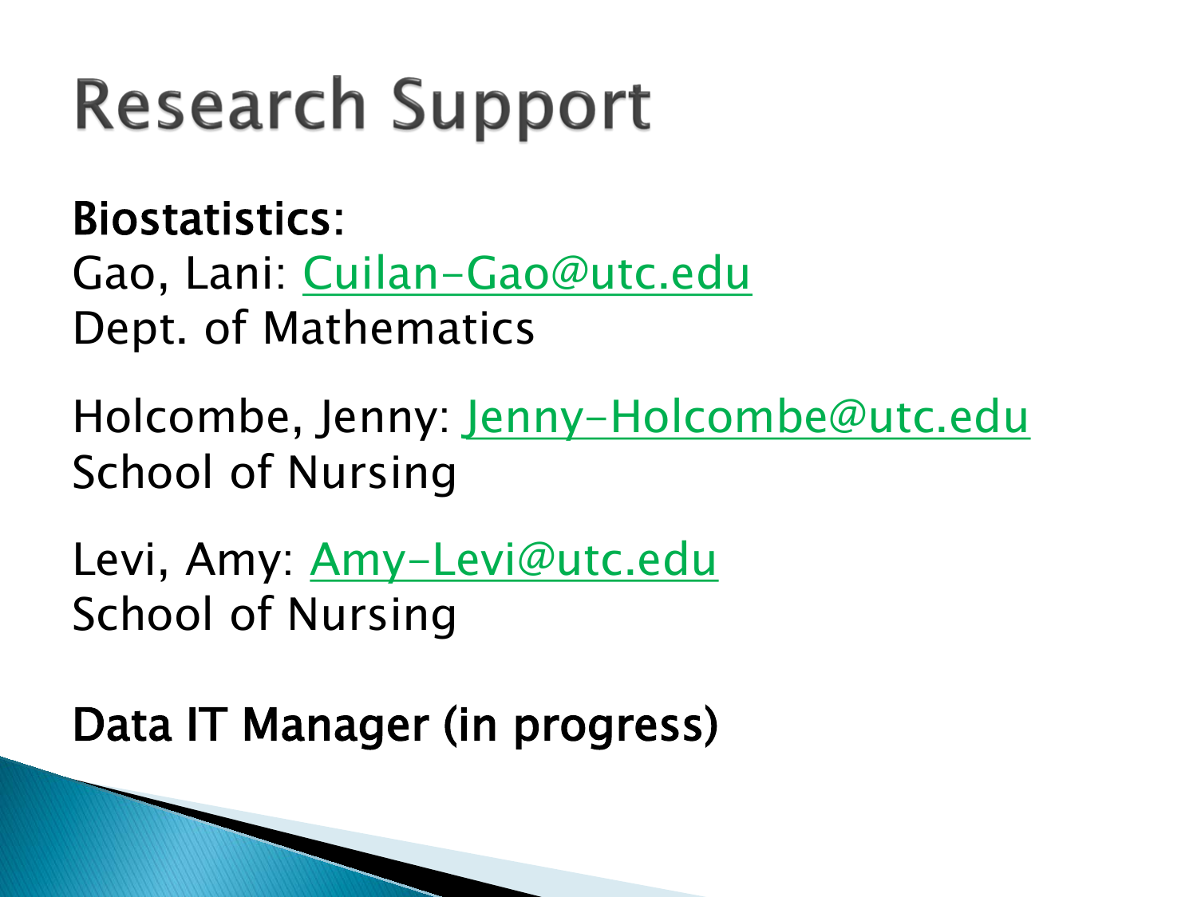# Research Support

**Biostatistics:**

Gao, Lani: Cuilan-Gao@utc.edu
Dept. of Mathematics

Holcombe, Jenny: Jenny-Holcombe@utc.edu
School of Nursing

Levi, Amy: Amy-Levi@utc.edu
School of Nursing

**Data IT Manager (in progress)**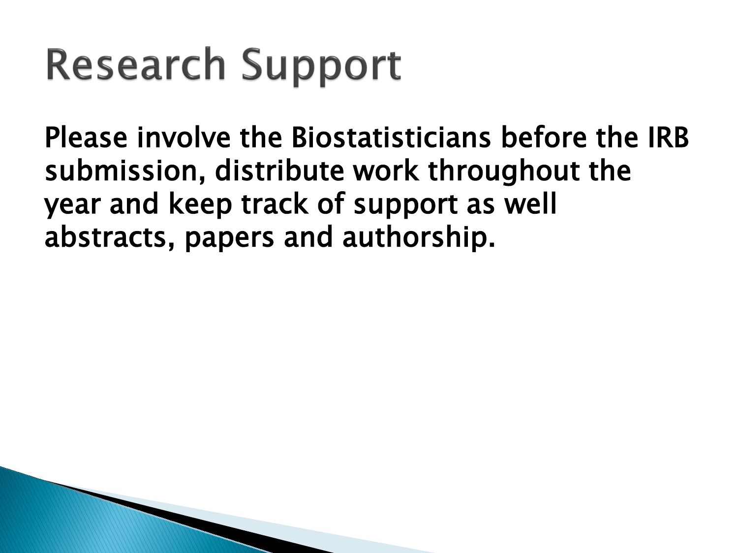# Research Support

**Please involve the Biostatisticians before the IRB submission, distribute work throughout the year and keep track of support as well abstracts, papers and authorship.**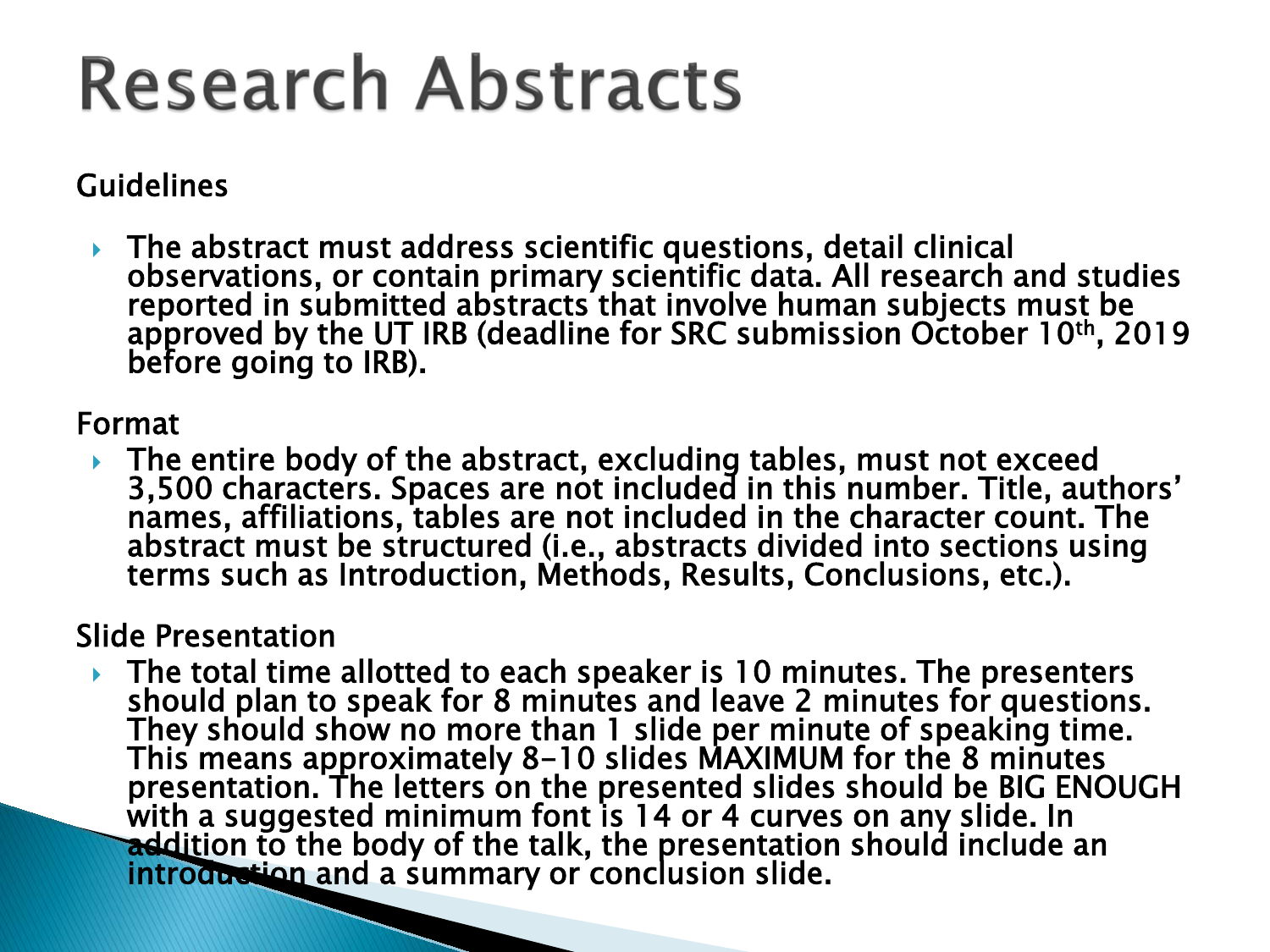# Research Abstracts

## Guidelines

- The abstract must address scientific questions, detail clinical observations, or contain primary scientific data. All research and studies reported in submitted abstracts that involve human subjects must be approved by the UT IRB (deadline for SRC submission October 10th, 2019 before going to IRB).

## Format

- The entire body of the abstract, excluding tables, must not exceed 3,500 characters. Spaces are not included in this number. Title, authors' names, affiliations, tables are not included in the character count. The abstract must be structured (i.e., abstracts divided into sections using terms such as Introduction, Methods, Results, Conclusions, etc.).

## Slide Presentation

- The total time allotted to each speaker is 10 minutes. The presenters should plan to speak for 8 minutes and leave 2 minutes for questions. They should show no more than 1 slide per minute of speaking time. This means approximately 8-10 slides MAXIMUM for the 8 minutes presentation. The letters on the presented slides should be BIG ENOUGH with a suggested minimum font is 14 or 4 curves on any slide. In addition to the body of the talk, the presentation should include an introduction and a summary or conclusion slide.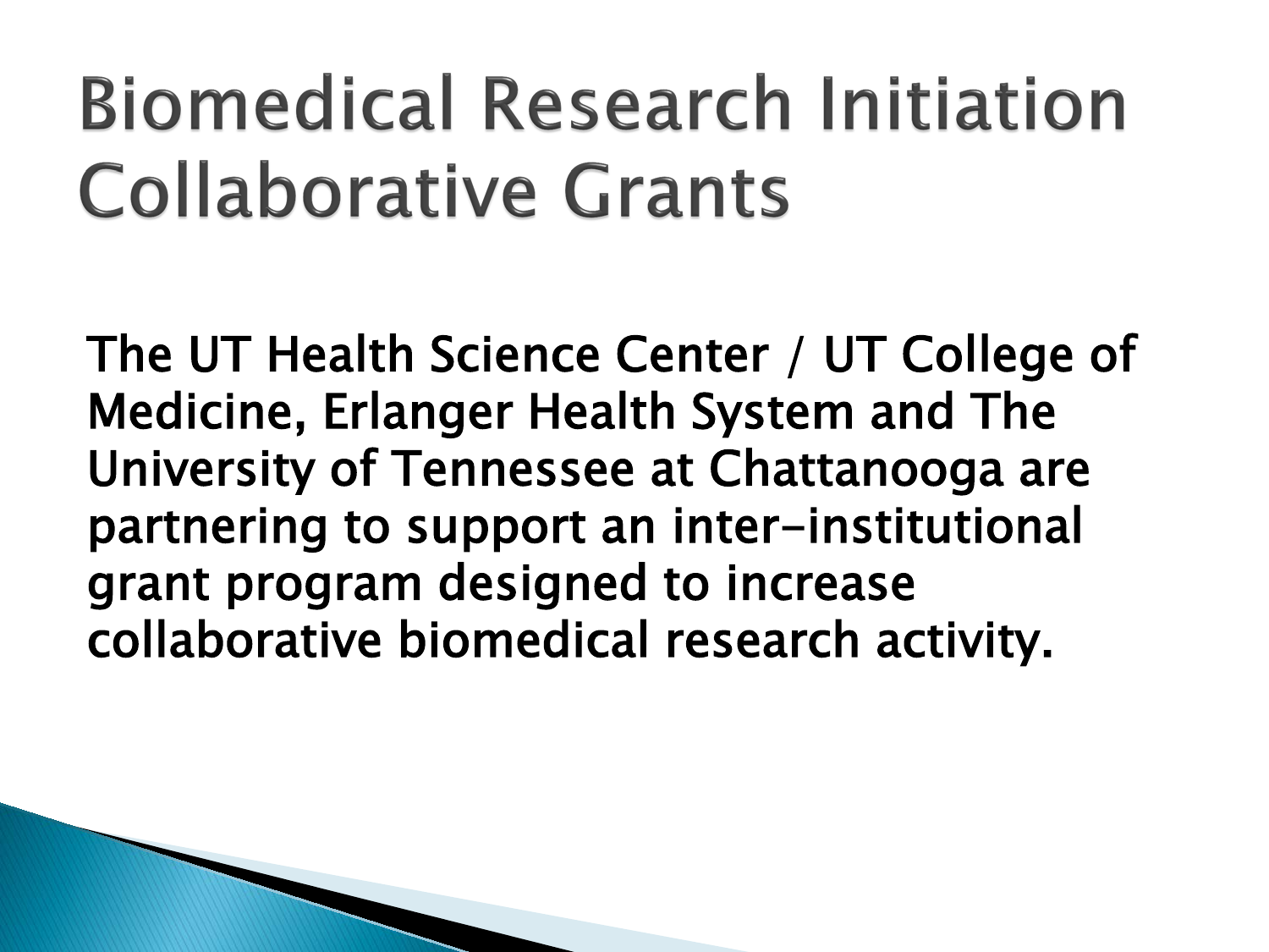# Biomedical Research Initiation Collaborative Grants

The UT Health Science Center / UT College of Medicine, Erlanger Health System and The University of Tennessee at Chattanooga are partnering to support an inter-institutional grant program designed to increase collaborative biomedical research activity.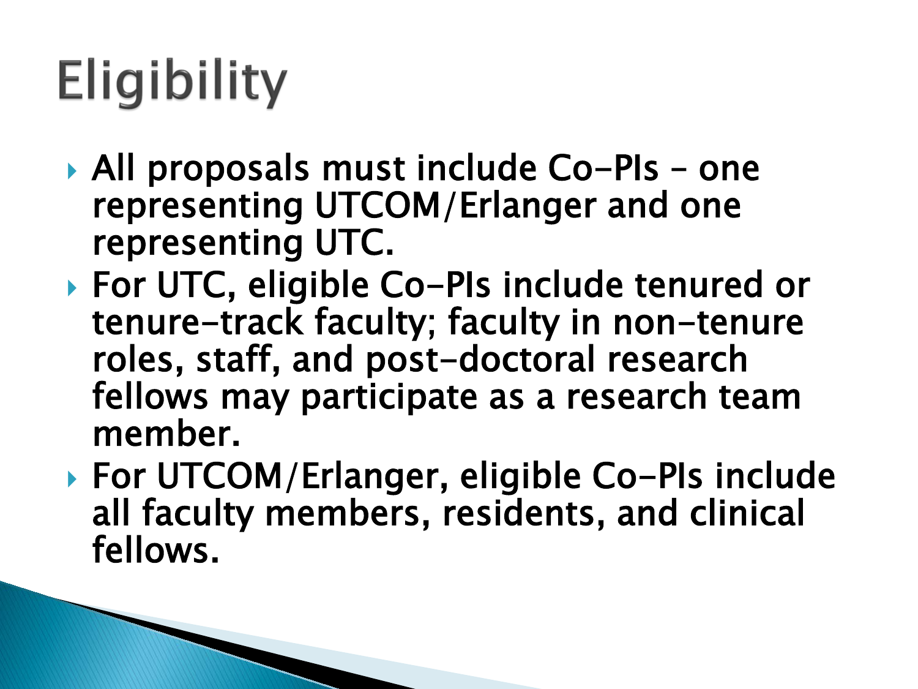# Eligibility

- All proposals must include Co-PIs – one representing UTCOM/Erlanger and one representing UTC.
- For UTC, eligible Co-PIs include tenured or tenure-track faculty; faculty in non-tenure roles, staff, and post-doctoral research fellows may participate as a research team member.
- For UTCOM/Erlanger, eligible Co-PIs include all faculty members, residents, and clinical fellows.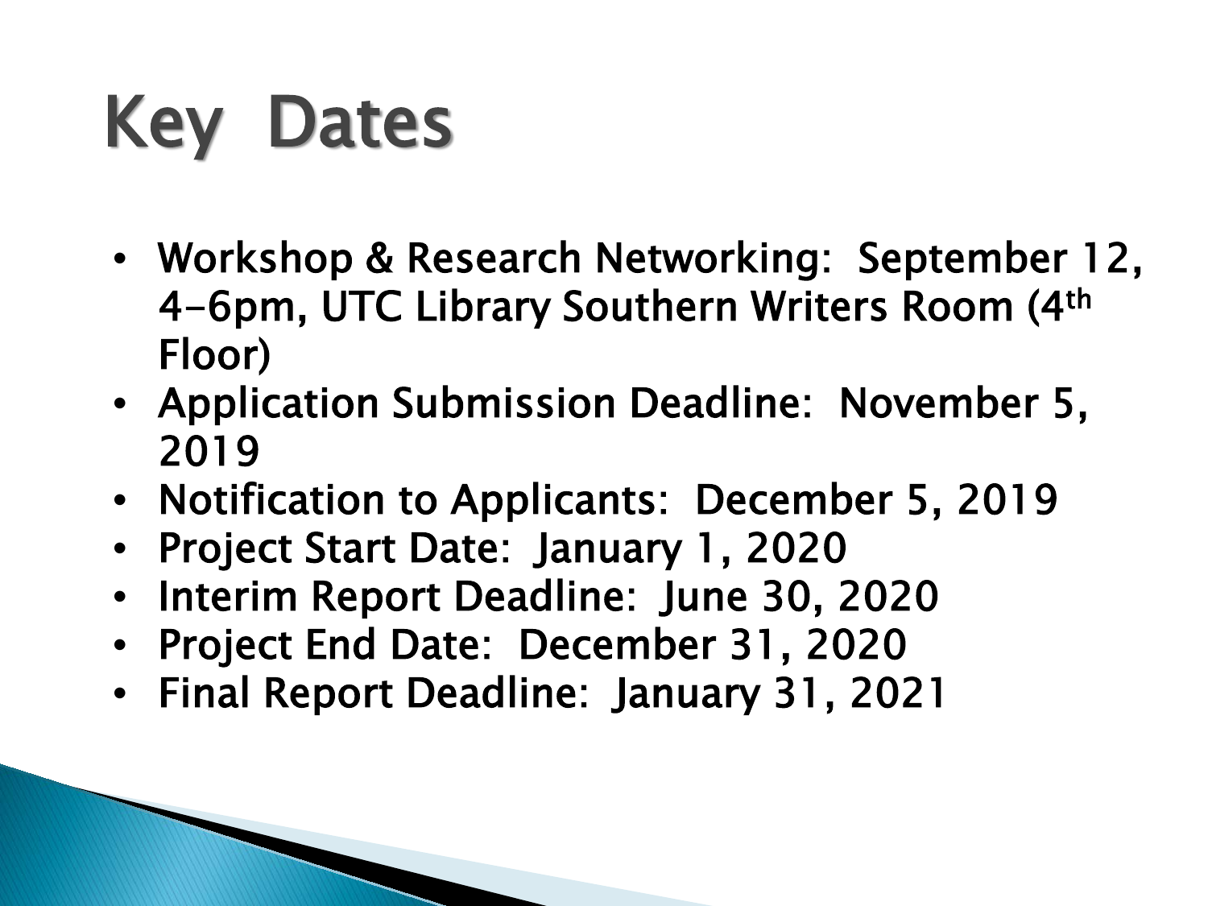# Key Dates

- Workshop & Research Networking: September 12, 4-6pm, UTC Library Southern Writers Room (4th Floor)
- Application Submission Deadline: November 5, 2019
- Notification to Applicants: December 5, 2019
- Project Start Date: January 1, 2020
- Interim Report Deadline: June 30, 2020
- Project End Date: December 31, 2020
- Final Report Deadline: January 31, 2021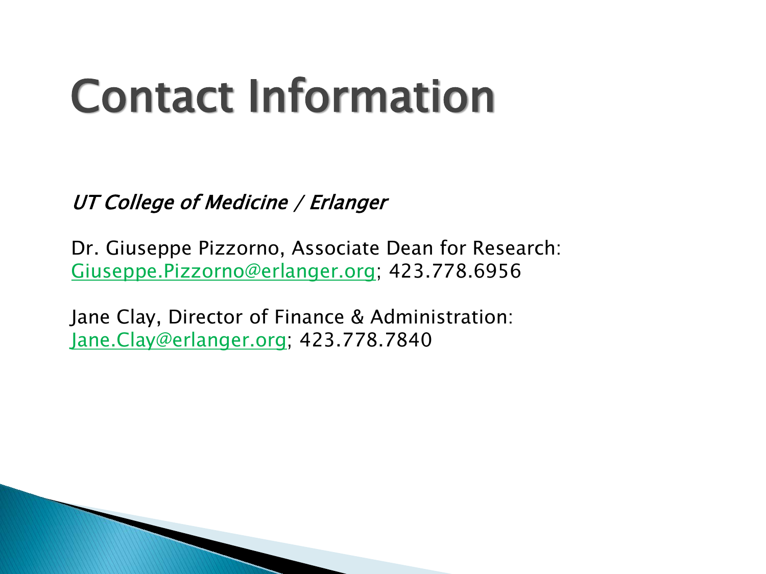# Contact Information

*UT College of Medicine / Erlanger*

Dr. Giuseppe Pizzorno, Associate Dean for Research:
Giuseppe.Pizzorno@erlanger.org; 423.778.6956

Jane Clay, Director of Finance & Administration:
Jane.Clay@erlanger.org; 423.778.7840